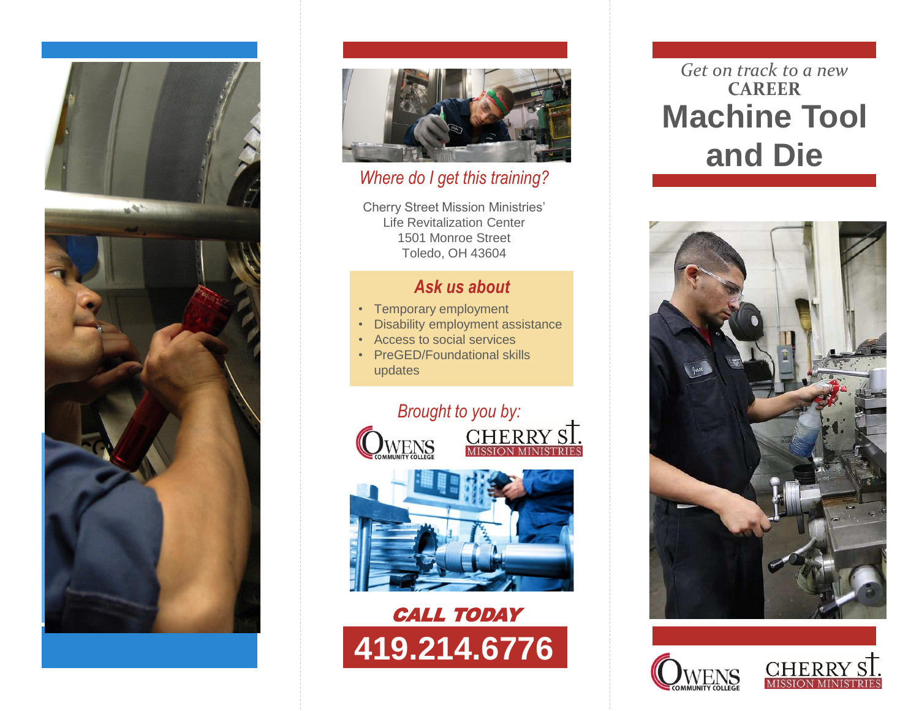## *Where do I get this training?*

Cherry Street Mission Ministries'
Life Revitalization Center
1501 Monroe Street
Toledo, OH 43604

### *Ask us about*

- Temporary employment
- Disability employment assistance
- Access to social services
- PreGED/Foundational skills updates

*Brought to you by:*

OWENS COMMUNITY COLLEGE

CHERRY ST. MISSION MINISTRIES

***CALL TODAY***

**419.214.6776**

*Get on track to a new*
**CAREER**

# Machine Tool and Die

OWENS COMMUNITY COLLEGE

CHERRY ST. MISSION MINISTRIES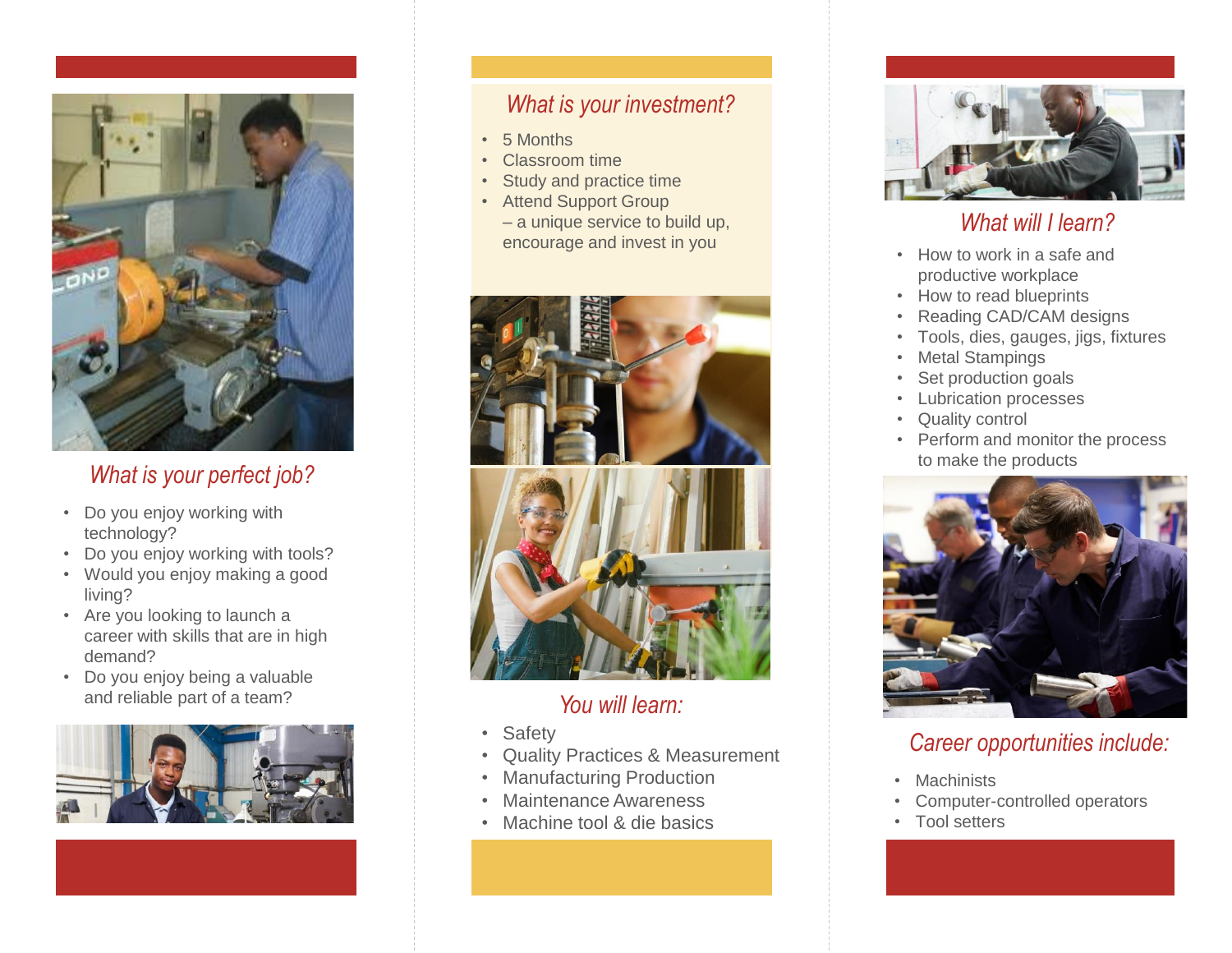## What is your perfect job?

- Do you enjoy working with technology?
- Do you enjoy working with tools?
- Would you enjoy making a good living?
- Are you looking to launch a career with skills that are in high demand?
- Do you enjoy being a valuable and reliable part of a team?

## What is your investment?

- 5 Months
- Classroom time
- Study and practice time
- Attend Support Group – a unique service to build up, encourage and invest in you

## You will learn:

- Safety
- Quality Practices & Measurement
- Manufacturing Production
- Maintenance Awareness
- Machine tool & die basics

## What will I learn?

- How to work in a safe and productive workplace
- How to read blueprints
- Reading CAD/CAM designs
- Tools, dies, gauges, jigs, fixtures
- Metal Stampings
- Set production goals
- Lubrication processes
- Quality control
- Perform and monitor the process to make the products

## Career opportunities include:

- Machinists
- Computer-controlled operators
- Tool setters